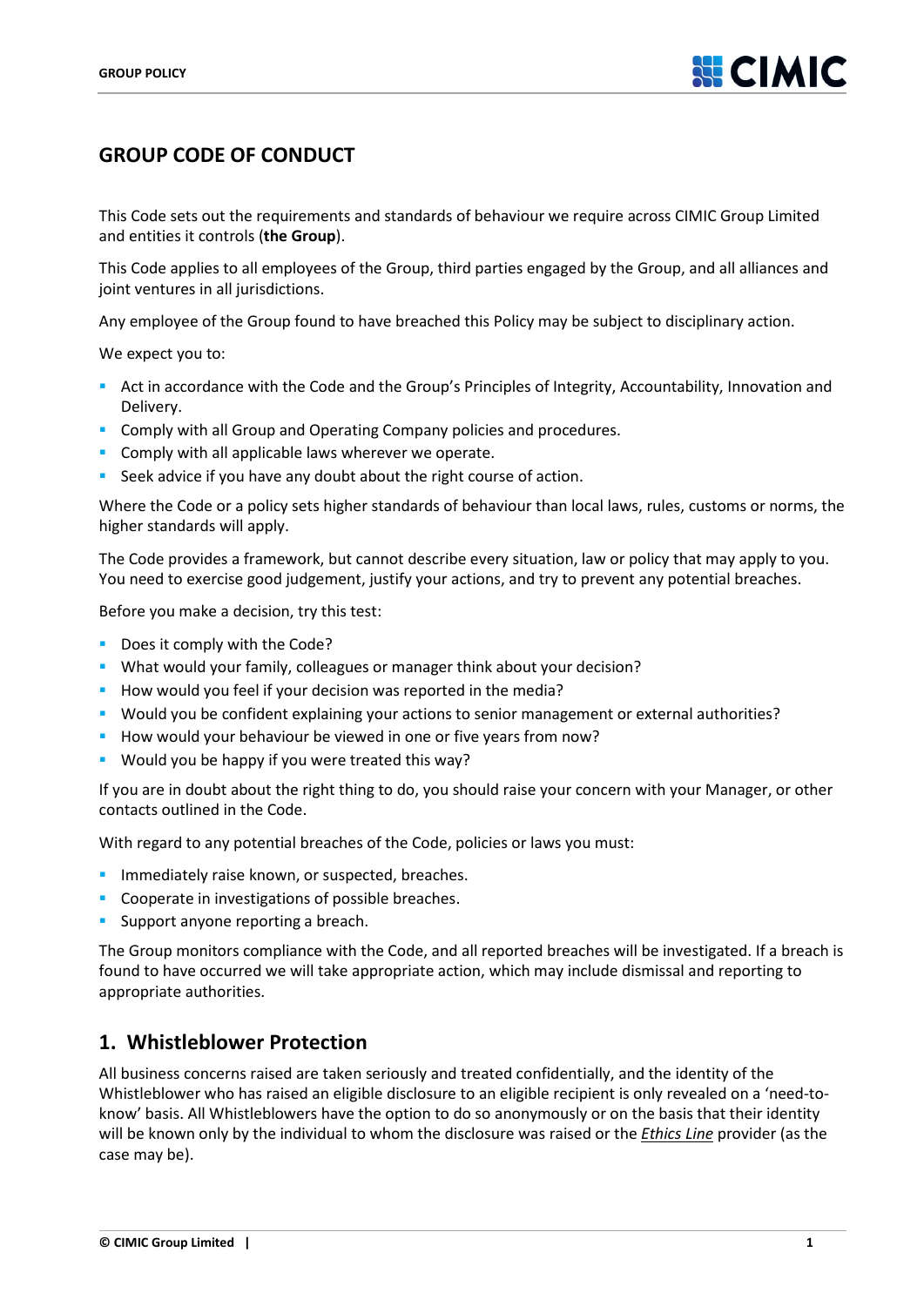# GROUP CODE OF CONDUCT

This Code sets out the requirements and standards of behaviour we require across CIMIC Group Limited and entities it controls (**the Group**).

This Code applies to all employees of the Group, third parties engaged by the Group, and all alliances and joint ventures in all jurisdictions.

Any employee of the Group found to have breached this Policy may be subject to disciplinary action.

We expect you to:

- Act in accordance with the Code and the Group's Principles of Integrity, Accountability, Innovation and Delivery.
- Comply with all Group and Operating Company policies and procedures.
- Comply with all applicable laws wherever we operate.
- Seek advice if you have any doubt about the right course of action.

Where the Code or a policy sets higher standards of behaviour than local laws, rules, customs or norms, the higher standards will apply.

The Code provides a framework, but cannot describe every situation, law or policy that may apply to you. You need to exercise good judgement, justify your actions, and try to prevent any potential breaches.

Before you make a decision, try this test:

- Does it comply with the Code?
- What would your family, colleagues or manager think about your decision?
- How would you feel if your decision was reported in the media?
- Would you be confident explaining your actions to senior management or external authorities?
- How would your behaviour be viewed in one or five years from now?
- Would you be happy if you were treated this way?

If you are in doubt about the right thing to do, you should raise your concern with your Manager, or other contacts outlined in the Code.

With regard to any potential breaches of the Code, policies or laws you must:

- Immediately raise known, or suspected, breaches.
- Cooperate in investigations of possible breaches.
- Support anyone reporting a breach.

The Group monitors compliance with the Code, and all reported breaches will be investigated. If a breach is found to have occurred we will take appropriate action, which may include dismissal and reporting to appropriate authorities.

## 1. Whistleblower Protection

All business concerns raised are taken seriously and treated confidentially, and the identity of the Whistleblower who has raised an eligible disclosure to an eligible recipient is only revealed on a 'need-to-know' basis. All Whistleblowers have the option to do so anonymously or on the basis that their identity will be known only by the individual to whom the disclosure was raised or the *Ethics Line* provider (as the case may be).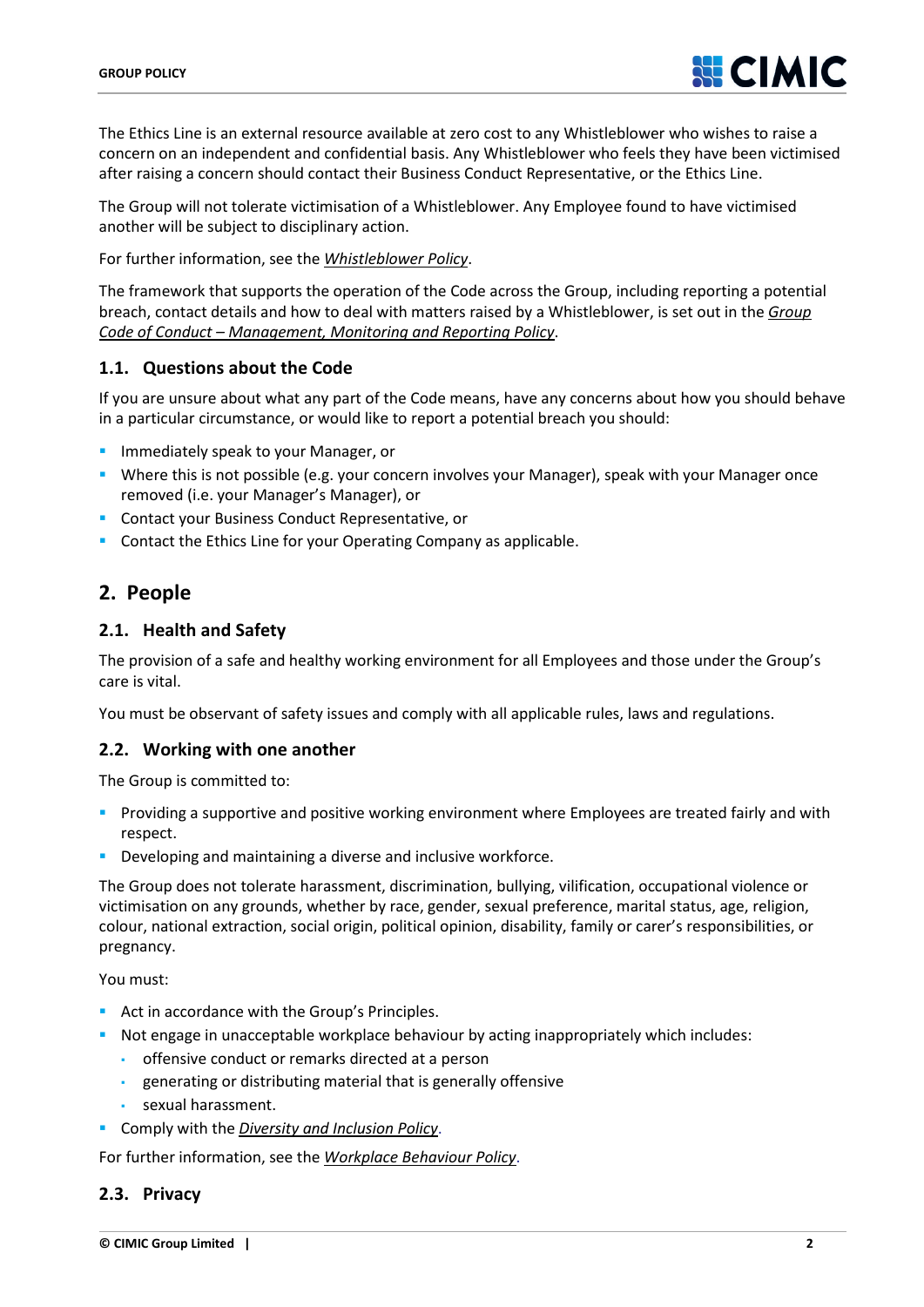The Ethics Line is an external resource available at zero cost to any Whistleblower who wishes to raise a concern on an independent and confidential basis. Any Whistleblower who feels they have been victimised after raising a concern should contact their Business Conduct Representative, or the Ethics Line.

The Group will not tolerate victimisation of a Whistleblower. Any Employee found to have victimised another will be subject to disciplinary action.

For further information, see the *Whistleblower Policy*.

The framework that supports the operation of the Code across the Group, including reporting a potential breach, contact details and how to deal with matters raised by a Whistleblower, is set out in the *Group Code of Conduct – Management, Monitoring and Reporting Policy*.

### 1.1. Questions about the Code

If you are unsure about what any part of the Code means, have any concerns about how you should behave in a particular circumstance, or would like to report a potential breach you should:

- Immediately speak to your Manager, or
- Where this is not possible (e.g. your concern involves your Manager), speak with your Manager once removed (i.e. your Manager's Manager), or
- Contact your Business Conduct Representative, or
- Contact the Ethics Line for your Operating Company as applicable.

## 2. People

### 2.1. Health and Safety

The provision of a safe and healthy working environment for all Employees and those under the Group's care is vital.

You must be observant of safety issues and comply with all applicable rules, laws and regulations.

### 2.2. Working with one another

The Group is committed to:

- Providing a supportive and positive working environment where Employees are treated fairly and with respect.
- Developing and maintaining a diverse and inclusive workforce.

The Group does not tolerate harassment, discrimination, bullying, vilification, occupational violence or victimisation on any grounds, whether by race, gender, sexual preference, marital status, age, religion, colour, national extraction, social origin, political opinion, disability, family or carer's responsibilities, or pregnancy.

You must:

- Act in accordance with the Group's Principles.
- Not engage in unacceptable workplace behaviour by acting inappropriately which includes:
  - offensive conduct or remarks directed at a person
  - generating or distributing material that is generally offensive
  - sexual harassment.
- Comply with the *Diversity and Inclusion Policy*.

For further information, see the *Workplace Behaviour Policy*.

### 2.3. Privacy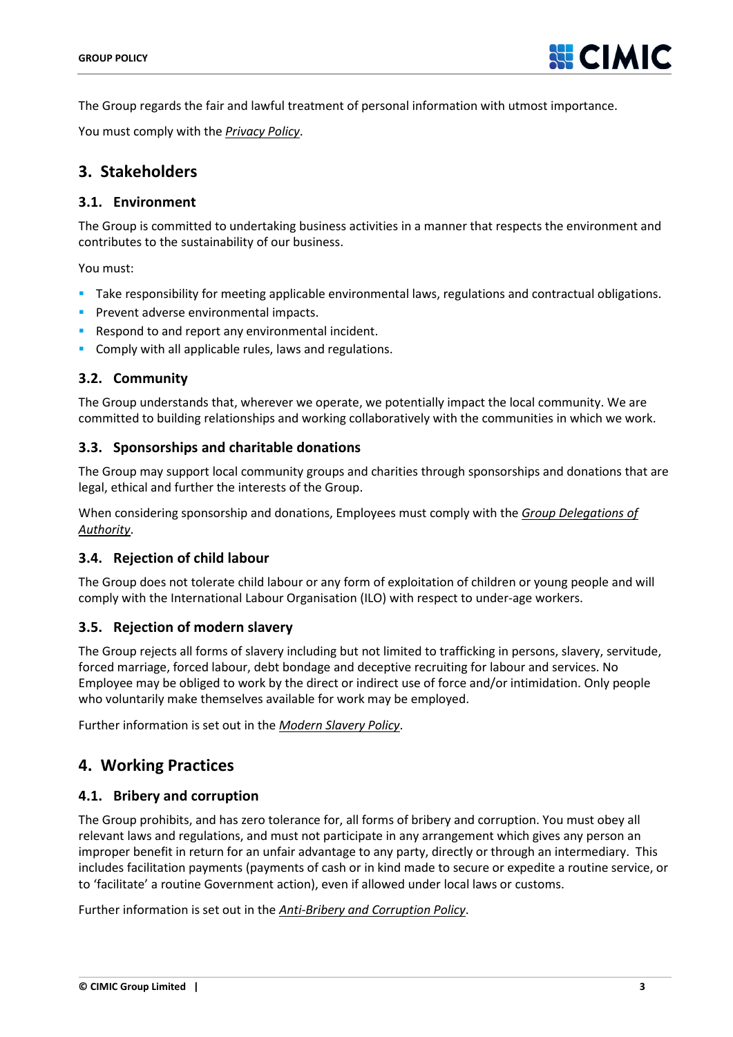The Group regards the fair and lawful treatment of personal information with utmost importance.

You must comply with the *Privacy Policy*.

## 3. Stakeholders

### 3.1. Environment

The Group is committed to undertaking business activities in a manner that respects the environment and contributes to the sustainability of our business.

You must:

- Take responsibility for meeting applicable environmental laws, regulations and contractual obligations.
- Prevent adverse environmental impacts.
- Respond to and report any environmental incident.
- Comply with all applicable rules, laws and regulations.

### 3.2. Community

The Group understands that, wherever we operate, we potentially impact the local community. We are committed to building relationships and working collaboratively with the communities in which we work.

### 3.3. Sponsorships and charitable donations

The Group may support local community groups and charities through sponsorships and donations that are legal, ethical and further the interests of the Group.

When considering sponsorship and donations, Employees must comply with the *Group Delegations of Authority*.

### 3.4. Rejection of child labour

The Group does not tolerate child labour or any form of exploitation of children or young people and will comply with the International Labour Organisation (ILO) with respect to under-age workers.

### 3.5. Rejection of modern slavery

The Group rejects all forms of slavery including but not limited to trafficking in persons, slavery, servitude, forced marriage, forced labour, debt bondage and deceptive recruiting for labour and services. No Employee may be obliged to work by the direct or indirect use of force and/or intimidation. Only people who voluntarily make themselves available for work may be employed.

Further information is set out in the *Modern Slavery Policy*.

## 4. Working Practices

### 4.1. Bribery and corruption

The Group prohibits, and has zero tolerance for, all forms of bribery and corruption. You must obey all relevant laws and regulations, and must not participate in any arrangement which gives any person an improper benefit in return for an unfair advantage to any party, directly or through an intermediary. This includes facilitation payments (payments of cash or in kind made to secure or expedite a routine service, or to 'facilitate' a routine Government action), even if allowed under local laws or customs.

Further information is set out in the *Anti-Bribery and Corruption Policy*.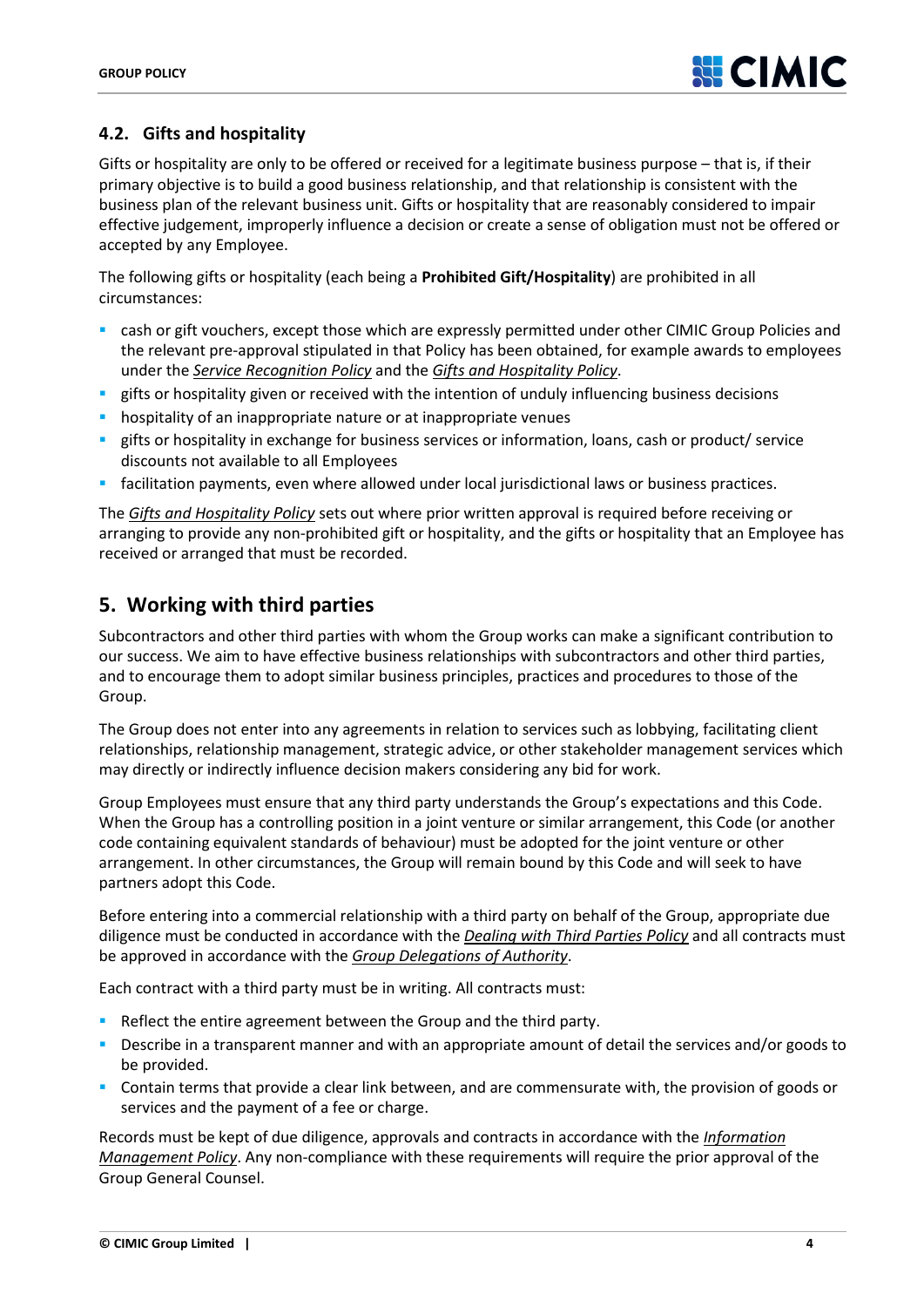### 4.2. Gifts and hospitality

Gifts or hospitality are only to be offered or received for a legitimate business purpose – that is, if their primary objective is to build a good business relationship, and that relationship is consistent with the business plan of the relevant business unit. Gifts or hospitality that are reasonably considered to impair effective judgement, improperly influence a decision or create a sense of obligation must not be offered or accepted by any Employee.

The following gifts or hospitality (each being a **Prohibited Gift/Hospitality**) are prohibited in all circumstances:

- cash or gift vouchers, except those which are expressly permitted under other CIMIC Group Policies and the relevant pre-approval stipulated in that Policy has been obtained, for example awards to employees under the *Service Recognition Policy* and the *Gifts and Hospitality Policy*.
- gifts or hospitality given or received with the intention of unduly influencing business decisions
- hospitality of an inappropriate nature or at inappropriate venues
- gifts or hospitality in exchange for business services or information, loans, cash or product/ service discounts not available to all Employees
- facilitation payments, even where allowed under local jurisdictional laws or business practices.

The *Gifts and Hospitality Policy* sets out where prior written approval is required before receiving or arranging to provide any non-prohibited gift or hospitality, and the gifts or hospitality that an Employee has received or arranged that must be recorded.

## 5. Working with third parties

Subcontractors and other third parties with whom the Group works can make a significant contribution to our success. We aim to have effective business relationships with subcontractors and other third parties, and to encourage them to adopt similar business principles, practices and procedures to those of the Group.

The Group does not enter into any agreements in relation to services such as lobbying, facilitating client relationships, relationship management, strategic advice, or other stakeholder management services which may directly or indirectly influence decision makers considering any bid for work.

Group Employees must ensure that any third party understands the Group's expectations and this Code. When the Group has a controlling position in a joint venture or similar arrangement, this Code (or another code containing equivalent standards of behaviour) must be adopted for the joint venture or other arrangement. In other circumstances, the Group will remain bound by this Code and will seek to have partners adopt this Code.

Before entering into a commercial relationship with a third party on behalf of the Group, appropriate due diligence must be conducted in accordance with the *Dealing with Third Parties Policy* and all contracts must be approved in accordance with the *Group Delegations of Authority*.

Each contract with a third party must be in writing. All contracts must:

- Reflect the entire agreement between the Group and the third party.
- Describe in a transparent manner and with an appropriate amount of detail the services and/or goods to be provided.
- Contain terms that provide a clear link between, and are commensurate with, the provision of goods or services and the payment of a fee or charge.

Records must be kept of due diligence, approvals and contracts in accordance with the *Information Management Policy*. Any non-compliance with these requirements will require the prior approval of the Group General Counsel.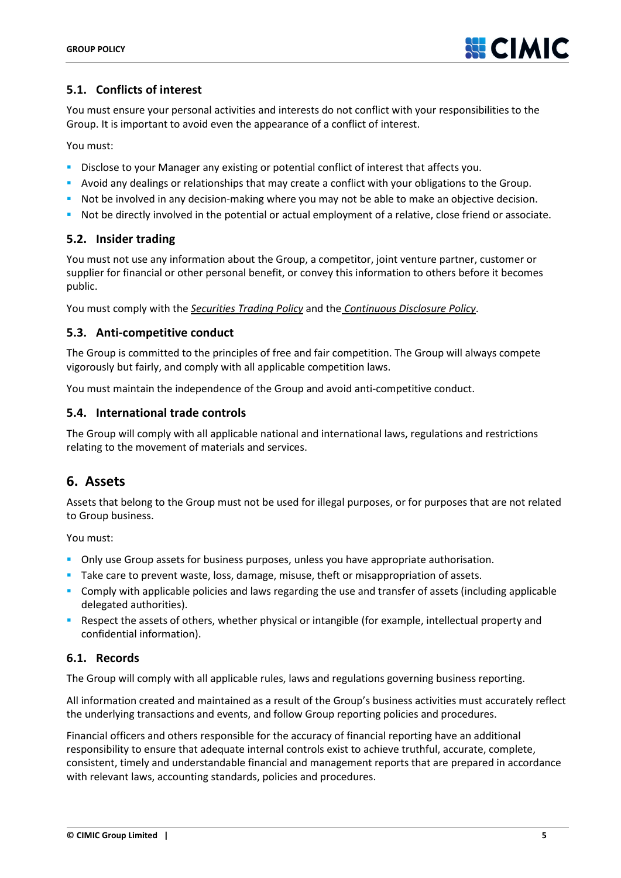### 5.1. Conflicts of interest

You must ensure your personal activities and interests do not conflict with your responsibilities to the Group. It is important to avoid even the appearance of a conflict of interest.

You must:

- Disclose to your Manager any existing or potential conflict of interest that affects you.
- Avoid any dealings or relationships that may create a conflict with your obligations to the Group.
- Not be involved in any decision-making where you may not be able to make an objective decision.
- Not be directly involved in the potential or actual employment of a relative, close friend or associate.

### 5.2. Insider trading

You must not use any information about the Group, a competitor, joint venture partner, customer or supplier for financial or other personal benefit, or convey this information to others before it becomes public.

You must comply with the *Securities Trading Policy* and the *Continuous Disclosure Policy*.

### 5.3. Anti-competitive conduct

The Group is committed to the principles of free and fair competition. The Group will always compete vigorously but fairly, and comply with all applicable competition laws.

You must maintain the independence of the Group and avoid anti-competitive conduct.

### 5.4. International trade controls

The Group will comply with all applicable national and international laws, regulations and restrictions relating to the movement of materials and services.

## 6. Assets

Assets that belong to the Group must not be used for illegal purposes, or for purposes that are not related to Group business.

You must:

- Only use Group assets for business purposes, unless you have appropriate authorisation.
- Take care to prevent waste, loss, damage, misuse, theft or misappropriation of assets.
- Comply with applicable policies and laws regarding the use and transfer of assets (including applicable delegated authorities).
- Respect the assets of others, whether physical or intangible (for example, intellectual property and confidential information).

### 6.1. Records

The Group will comply with all applicable rules, laws and regulations governing business reporting.

All information created and maintained as a result of the Group's business activities must accurately reflect the underlying transactions and events, and follow Group reporting policies and procedures.

Financial officers and others responsible for the accuracy of financial reporting have an additional responsibility to ensure that adequate internal controls exist to achieve truthful, accurate, complete, consistent, timely and understandable financial and management reports that are prepared in accordance with relevant laws, accounting standards, policies and procedures.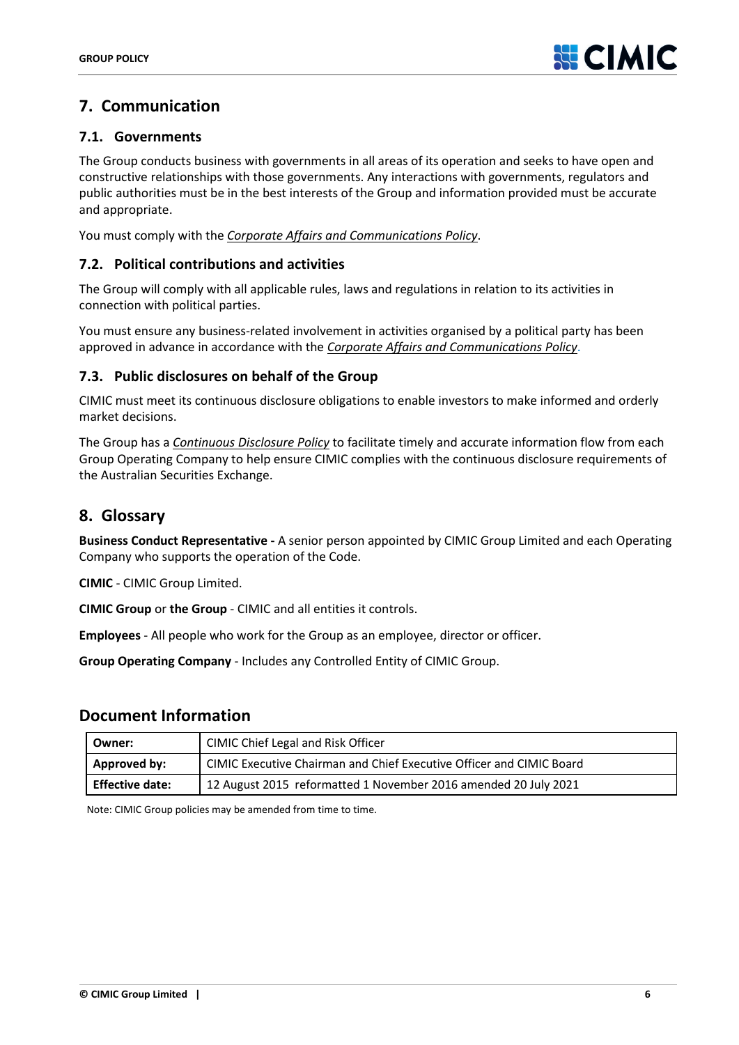## 7. Communication

### 7.1. Governments

The Group conducts business with governments in all areas of its operation and seeks to have open and constructive relationships with those governments. Any interactions with governments, regulators and public authorities must be in the best interests of the Group and information provided must be accurate and appropriate.

You must comply with the *Corporate Affairs and Communications Policy*.

### 7.2. Political contributions and activities

The Group will comply with all applicable rules, laws and regulations in relation to its activities in connection with political parties.

You must ensure any business-related involvement in activities organised by a political party has been approved in advance in accordance with the *Corporate Affairs and Communications Policy*.

### 7.3. Public disclosures on behalf of the Group

CIMIC must meet its continuous disclosure obligations to enable investors to make informed and orderly market decisions.

The Group has a *Continuous Disclosure Policy* to facilitate timely and accurate information flow from each Group Operating Company to help ensure CIMIC complies with the continuous disclosure requirements of the Australian Securities Exchange.

## 8. Glossary

**Business Conduct Representative -** A senior person appointed by CIMIC Group Limited and each Operating Company who supports the operation of the Code.

**CIMIC** - CIMIC Group Limited.

**CIMIC Group** or **the Group** - CIMIC and all entities it controls.

**Employees** - All people who work for the Group as an employee, director or officer.

**Group Operating Company** - Includes any Controlled Entity of CIMIC Group.

## Document Information

| | |
|---|---|
| **Owner:** | CIMIC Chief Legal and Risk Officer |
| **Approved by:** | CIMIC Executive Chairman and Chief Executive Officer and CIMIC Board |
| **Effective date:** | 12 August 2015 reformatted 1 November 2016 amended 20 July 2021 |

Note: CIMIC Group policies may be amended from time to time.